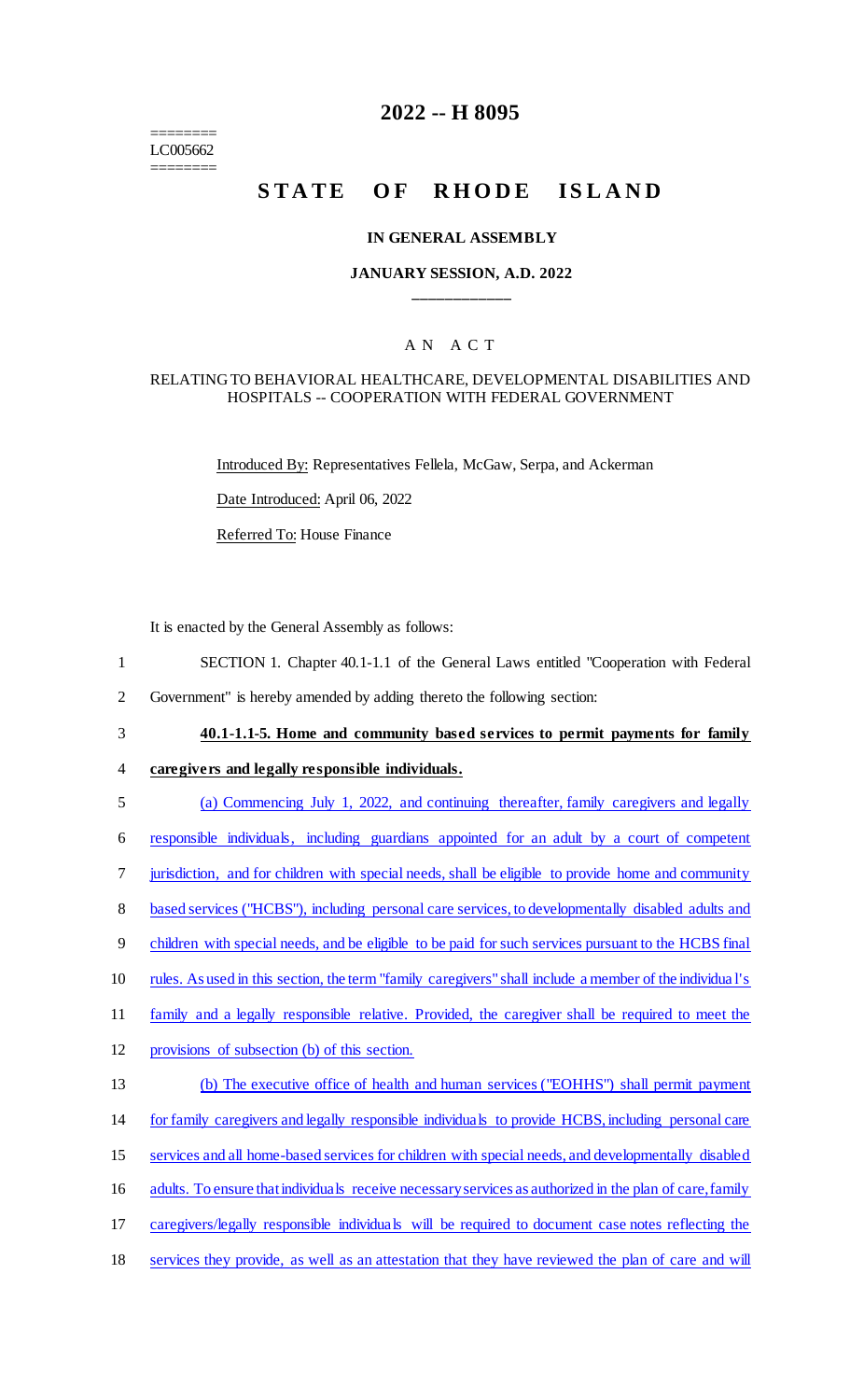========
LC005662
========

# 2022 -- H 8095

# STATE OF RHODE ISLAND

### IN GENERAL ASSEMBLY

### JANUARY SESSION, A.D. 2022

---

## A N A C T

### RELATING TO BEHAVIORAL HEALTHCARE, DEVELOPMENTAL DISABILITIES AND HOSPITALS -- COOPERATION WITH FEDERAL GOVERNMENT

Introduced By: Representatives Fellela, McGaw, Serpa, and Ackerman

Date Introduced: April 06, 2022

Referred To: House Finance

It is enacted by the General Assembly as follows:

1 SECTION 1. Chapter 40.1-1.1 of the General Laws entitled "Cooperation with Federal
2 Government" is hereby amended by adding thereto the following section:

3 **40.1-1.1-5. Home and community based services to permit payments for family**
4 **caregivers and legally responsible individuals.**

5 (a) Commencing July 1, 2022, and continuing thereafter, family caregivers and legally
6 responsible individuals, including guardians appointed for an adult by a court of competent
7 jurisdiction, and for children with special needs, shall be eligible to provide home and community
8 based services ("HCBS"), including personal care services, to developmentally disabled adults and
9 children with special needs, and be eligible to be paid for such services pursuant to the HCBS final
10 rules. As used in this section, the term "family caregivers" shall include a member of the individual's
11 family and a legally responsible relative. Provided, the caregiver shall be required to meet the
12 provisions of subsection (b) of this section.

13 (b) The executive office of health and human services ("EOHHS") shall permit payment
14 for family caregivers and legally responsible individuals to provide HCBS, including personal care
15 services and all home-based services for children with special needs, and developmentally disabled
16 adults. To ensure that individuals receive necessary services as authorized in the plan of care, family
17 caregivers/legally responsible individuals will be required to document case notes reflecting the
18 services they provide, as well as an attestation that they have reviewed the plan of care and will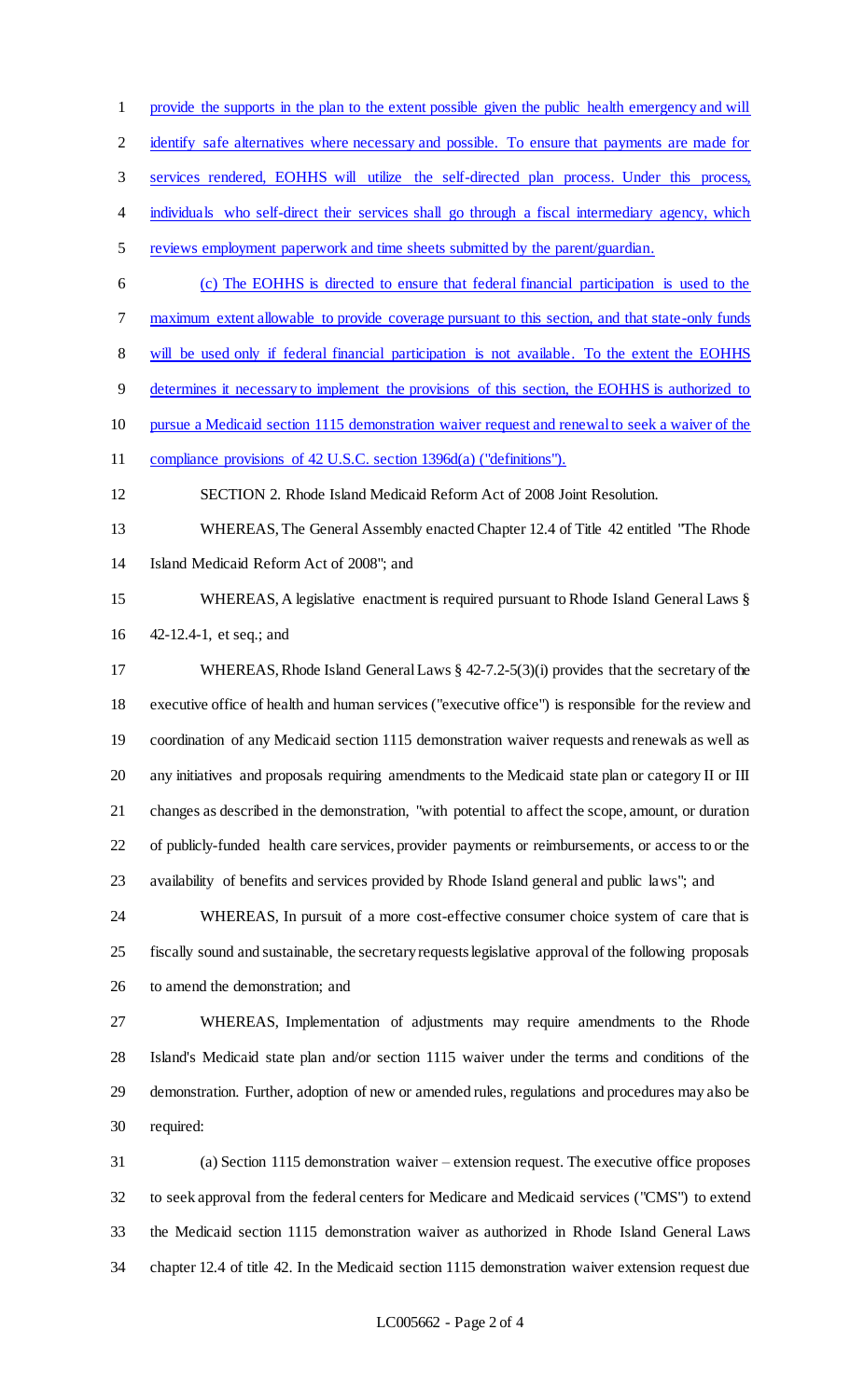provide the supports in the plan to the extent possible given the public health emergency and will identify safe alternatives where necessary and possible. To ensure that payments are made for services rendered, EOHHS will utilize the self-directed plan process. Under this process, individuals who self-direct their services shall go through a fiscal intermediary agency, which reviews employment paperwork and time sheets submitted by the parent/guardian.

(c) The EOHHS is directed to ensure that federal financial participation is used to the maximum extent allowable to provide coverage pursuant to this section, and that state-only funds will be used only if federal financial participation is not available. To the extent the EOHHS determines it necessary to implement the provisions of this section, the EOHHS is authorized to pursue a Medicaid section 1115 demonstration waiver request and renewal to seek a waiver of the compliance provisions of 42 U.S.C. section 1396d(a) ("definitions").

SECTION 2. Rhode Island Medicaid Reform Act of 2008 Joint Resolution.

WHEREAS, The General Assembly enacted Chapter 12.4 of Title 42 entitled "The Rhode Island Medicaid Reform Act of 2008"; and

WHEREAS, A legislative enactment is required pursuant to Rhode Island General Laws § 42-12.4-1, et seq.; and

WHEREAS, Rhode Island General Laws § 42-7.2-5(3)(i) provides that the secretary of the executive office of health and human services ("executive office") is responsible for the review and coordination of any Medicaid section 1115 demonstration waiver requests and renewals as well as any initiatives and proposals requiring amendments to the Medicaid state plan or category II or III changes as described in the demonstration, "with potential to affect the scope, amount, or duration of publicly-funded health care services, provider payments or reimbursements, or access to or the availability of benefits and services provided by Rhode Island general and public laws"; and

WHEREAS, In pursuit of a more cost-effective consumer choice system of care that is fiscally sound and sustainable, the secretary requests legislative approval of the following proposals to amend the demonstration; and

WHEREAS, Implementation of adjustments may require amendments to the Rhode Island's Medicaid state plan and/or section 1115 waiver under the terms and conditions of the demonstration. Further, adoption of new or amended rules, regulations and procedures may also be required:

(a) Section 1115 demonstration waiver – extension request. The executive office proposes to seek approval from the federal centers for Medicare and Medicaid services ("CMS") to extend the Medicaid section 1115 demonstration waiver as authorized in Rhode Island General Laws chapter 12.4 of title 42. In the Medicaid section 1115 demonstration waiver extension request due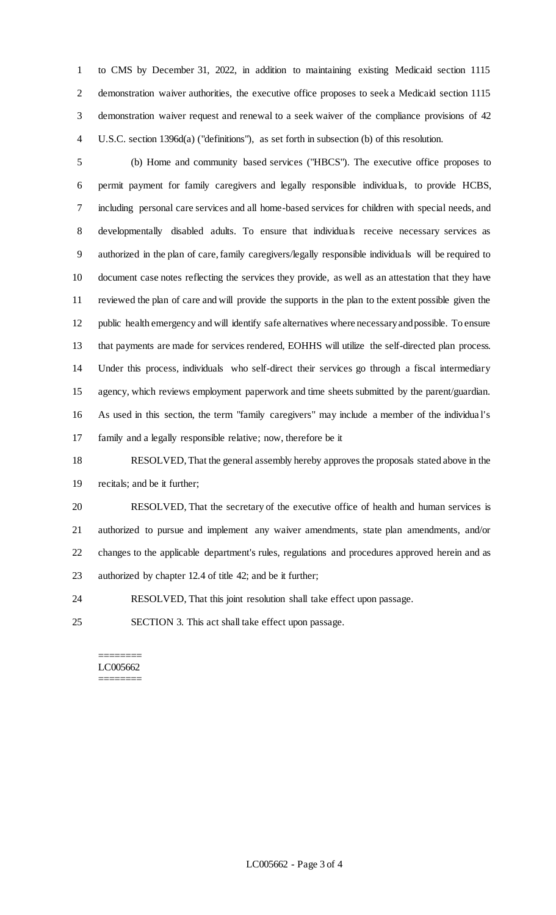to CMS by December 31, 2022, in addition to maintaining existing Medicaid section 1115 demonstration waiver authorities, the executive office proposes to seek a Medicaid section 1115 demonstration waiver request and renewal to a seek waiver of the compliance provisions of 42 U.S.C. section 1396d(a) ("definitions"), as set forth in subsection (b) of this resolution.

(b) Home and community based services ("HBCS"). The executive office proposes to permit payment for family caregivers and legally responsible individuals, to provide HCBS, including personal care services and all home-based services for children with special needs, and developmentally disabled adults. To ensure that individuals receive necessary services as authorized in the plan of care, family caregivers/legally responsible individuals will be required to document case notes reflecting the services they provide, as well as an attestation that they have reviewed the plan of care and will provide the supports in the plan to the extent possible given the public health emergency and will identify safe alternatives where necessary and possible. To ensure that payments are made for services rendered, EOHHS will utilize the self-directed plan process. Under this process, individuals who self-direct their services go through a fiscal intermediary agency, which reviews employment paperwork and time sheets submitted by the parent/guardian. As used in this section, the term "family caregivers" may include a member of the individual's family and a legally responsible relative; now, therefore be it

RESOLVED, That the general assembly hereby approves the proposals stated above in the recitals; and be it further;

RESOLVED, That the secretary of the executive office of health and human services is authorized to pursue and implement any waiver amendments, state plan amendments, and/or changes to the applicable department's rules, regulations and procedures approved herein and as authorized by chapter 12.4 of title 42; and be it further;

RESOLVED, That this joint resolution shall take effect upon passage.

SECTION 3. This act shall take effect upon passage.

========
LC005662
========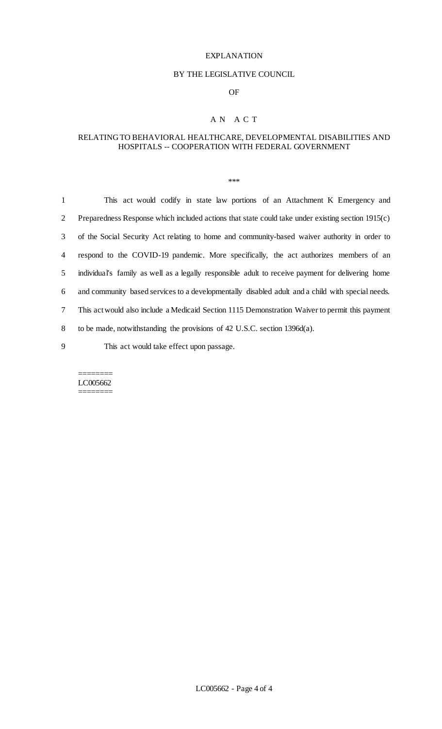EXPLANATION

BY THE LEGISLATIVE COUNCIL

OF

# A N A C T

RELATING TO BEHAVIORAL HEALTHCARE, DEVELOPMENTAL DISABILITIES AND HOSPITALS -- COOPERATION WITH FEDERAL GOVERNMENT

\*\*\*

This act would codify in state law portions of an Attachment K Emergency and Preparedness Response which included actions that state could take under existing section 1915(c) of the Social Security Act relating to home and community-based waiver authority in order to respond to the COVID-19 pandemic. More specifically, the act authorizes members of an individual's family as well as a legally responsible adult to receive payment for delivering home and community based services to a developmentally disabled adult and a child with special needs. This act would also include a Medicaid Section 1115 Demonstration Waiver to permit this payment to be made, notwithstanding the provisions of 42 U.S.C. section 1396d(a).

This act would take effect upon passage.

========
LC005662
========